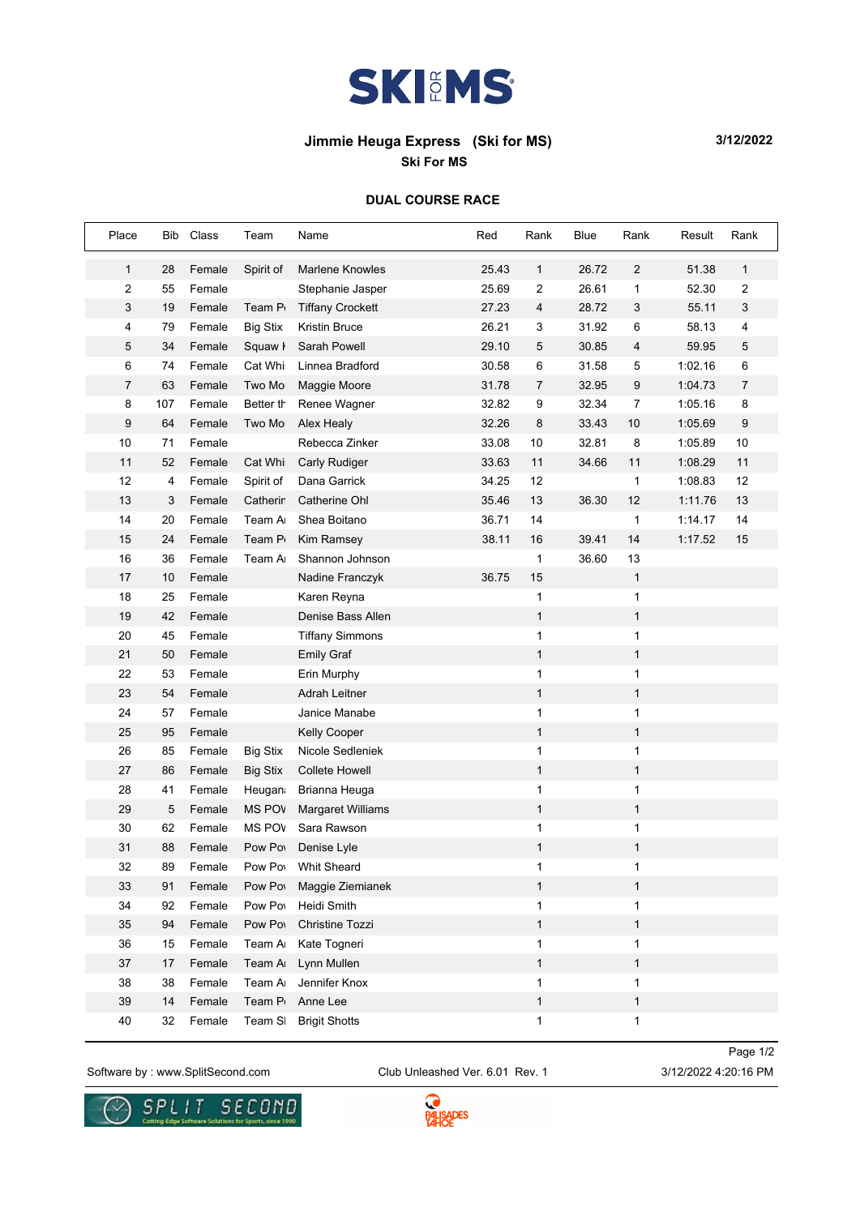# SKI FOR MS

**Jimmie Heuga Express (Ski for MS)**

**Ski For MS**

**3/12/2022**

**DUAL COURSE RACE**

| Place | Bib | Class | Team | Name | Red | Rank | Blue | Rank | Result | Rank |
|---|---|---|---|---|---|---|---|---|---|---|
| 1 | 28 | Female | Spirit of | Marlene Knowles | 25.43 | 1 | 26.72 | 2 | 51.38 | 1 |
| 2 | 55 | Female | | Stephanie Jasper | 25.69 | 2 | 26.61 | 1 | 52.30 | 2 |
| 3 | 19 | Female | Team P | Tiffany Crockett | 27.23 | 4 | 28.72 | 3 | 55.11 | 3 |
| 4 | 79 | Female | Big Stix | Kristin Bruce | 26.21 | 3 | 31.92 | 6 | 58.13 | 4 |
| 5 | 34 | Female | Squaw I | Sarah Powell | 29.10 | 5 | 30.85 | 4 | 59.95 | 5 |
| 6 | 74 | Female | Cat Whi | Linnea Bradford | 30.58 | 6 | 31.58 | 5 | 1:02.16 | 6 |
| 7 | 63 | Female | Two Mo | Maggie Moore | 31.78 | 7 | 32.95 | 9 | 1:04.73 | 7 |
| 8 | 107 | Female | Better th | Renee Wagner | 32.82 | 9 | 32.34 | 7 | 1:05.16 | 8 |
| 9 | 64 | Female | Two Mo | Alex Healy | 32.26 | 8 | 33.43 | 10 | 1:05.69 | 9 |
| 10 | 71 | Female | | Rebecca Zinker | 33.08 | 10 | 32.81 | 8 | 1:05.89 | 10 |
| 11 | 52 | Female | Cat Whi | Carly Rudiger | 33.63 | 11 | 34.66 | 11 | 1:08.29 | 11 |
| 12 | 4 | Female | Spirit of | Dana Garrick | 34.25 | 12 | | 1 | 1:08.83 | 12 |
| 13 | 3 | Female | Catherin | Catherine Ohl | 35.46 | 13 | 36.30 | 12 | 1:11.76 | 13 |
| 14 | 20 | Female | Team A | Shea Boitano | 36.71 | 14 | | 1 | 1:14.17 | 14 |
| 15 | 24 | Female | Team P | Kim Ramsey | 38.11 | 16 | 39.41 | 14 | 1:17.52 | 15 |
| 16 | 36 | Female | Team A | Shannon Johnson | | 1 | 36.60 | 13 | | |
| 17 | 10 | Female | | Nadine Franczyk | 36.75 | 15 | | 1 | | |
| 18 | 25 | Female | | Karen Reyna | | 1 | | 1 | | |
| 19 | 42 | Female | | Denise Bass Allen | | 1 | | 1 | | |
| 20 | 45 | Female | | Tiffany Simmons | | 1 | | 1 | | |
| 21 | 50 | Female | | Emily Graf | | 1 | | 1 | | |
| 22 | 53 | Female | | Erin Murphy | | 1 | | 1 | | |
| 23 | 54 | Female | | Adrah Leitner | | 1 | | 1 | | |
| 24 | 57 | Female | | Janice Manabe | | 1 | | 1 | | |
| 25 | 95 | Female | | Kelly Cooper | | 1 | | 1 | | |
| 26 | 85 | Female | Big Stix | Nicole Sedleniek | | 1 | | 1 | | |
| 27 | 86 | Female | Big Stix | Collete Howell | | 1 | | 1 | | |
| 28 | 41 | Female | Heugan | Brianna Heuga | | 1 | | 1 | | |
| 29 | 5 | Female | MS POV | Margaret Williams | | 1 | | 1 | | |
| 30 | 62 | Female | MS POV | Sara Rawson | | 1 | | 1 | | |
| 31 | 88 | Female | Pow Po | Denise Lyle | | 1 | | 1 | | |
| 32 | 89 | Female | Pow Po | Whit Sheard | | 1 | | 1 | | |
| 33 | 91 | Female | Pow Po | Maggie Ziemianek | | 1 | | 1 | | |
| 34 | 92 | Female | Pow Po | Heidi Smith | | 1 | | 1 | | |
| 35 | 94 | Female | Pow Po | Christine Tozzi | | 1 | | 1 | | |
| 36 | 15 | Female | Team A | Kate Togneri | | 1 | | 1 | | |
| 37 | 17 | Female | Team A | Lynn Mullen | | 1 | | 1 | | |
| 38 | 38 | Female | Team A | Jennifer Knox | | 1 | | 1 | | |
| 39 | 14 | Female | Team P | Anne Lee | | 1 | | 1 | | |
| 40 | 32 | Female | Team S | Brigit Shotts | | 1 | | 1 | | |

Software by : www.SplitSecond.com    Club Unleashed Ver. 6.01 Rev. 1    3/12/2022 4:20:16 PM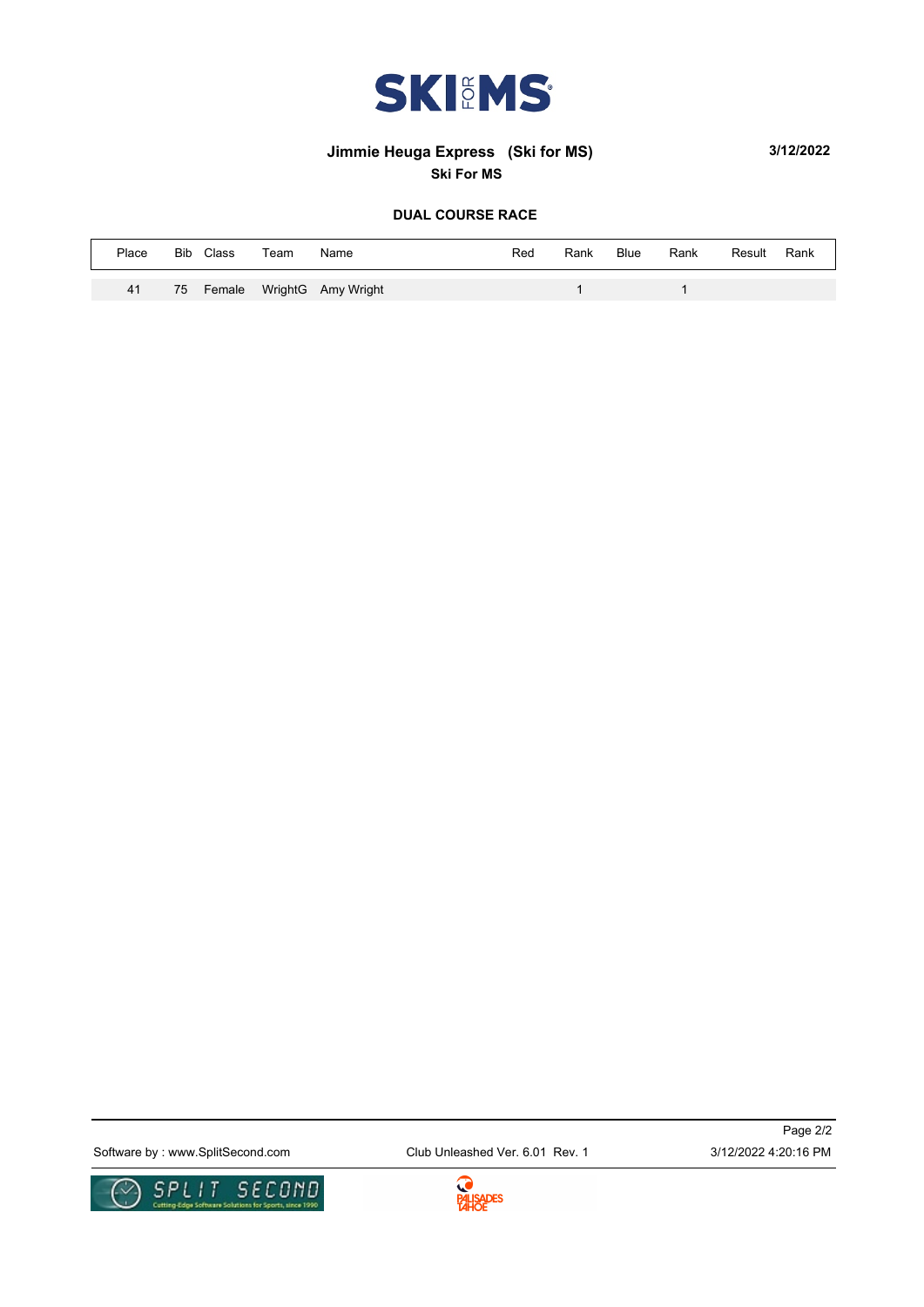**Jimmie Heuga Express (Ski for MS)**

**3/12/2022**

**Ski For MS**

**DUAL COURSE RACE**

| Place | Bib | Class | Team | Name | Red | Rank | Blue | Rank | Result | Rank |
|---|---|---|---|---|---|---|---|---|---|---|
| 41 | 75 | Female | WrightG | Amy Wright | | 1 | | 1 | | |

Software by : www.SplitSecond.com    Club Unleashed Ver. 6.01 Rev. 1    3/12/2022 4:20:16 PM